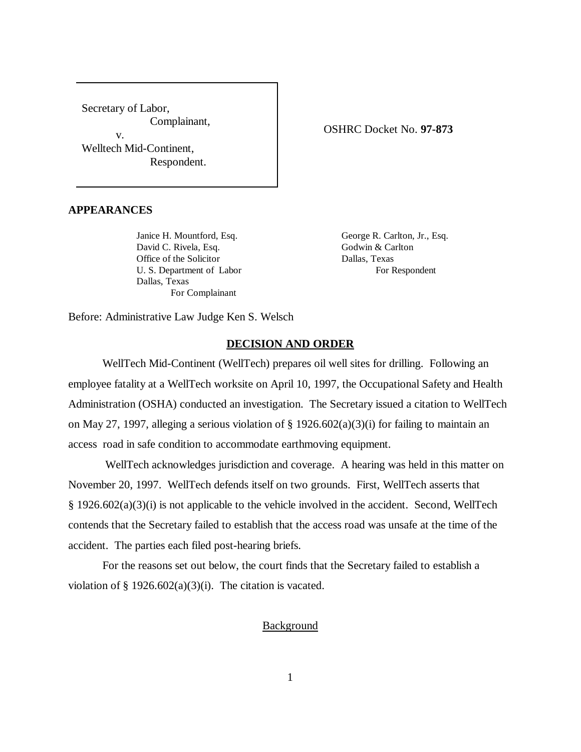Secretary of Labor,
Complainant,
v.
Welltech Mid-Continent,
Respondent.

OSHRC Docket No. **97-873**

**APPEARANCES**

Janice H. Mountford, Esq.
David C. Rivela, Esq.
Office of the Solicitor
U. S. Department of Labor
Dallas, Texas
For Complainant

George R. Carlton, Jr., Esq.
Godwin & Carlton
Dallas, Texas
For Respondent

Before: Administrative Law Judge Ken S. Welsch

**DECISION AND ORDER**

WellTech Mid-Continent (WellTech) prepares oil well sites for drilling. Following an employee fatality at a WellTech worksite on April 10, 1997, the Occupational Safety and Health Administration (OSHA) conducted an investigation. The Secretary issued a citation to WellTech on May 27, 1997, alleging a serious violation of § 1926.602(a)(3)(i) for failing to maintain an access road in safe condition to accommodate earthmoving equipment.

WellTech acknowledges jurisdiction and coverage. A hearing was held in this matter on November 20, 1997. WellTech defends itself on two grounds. First, WellTech asserts that § 1926.602(a)(3)(i) is not applicable to the vehicle involved in the accident. Second, WellTech contends that the Secretary failed to establish that the access road was unsafe at the time of the accident. The parties each filed post-hearing briefs.

For the reasons set out below, the court finds that the Secretary failed to establish a violation of § 1926.602(a)(3)(i). The citation is vacated.

<u>Background</u>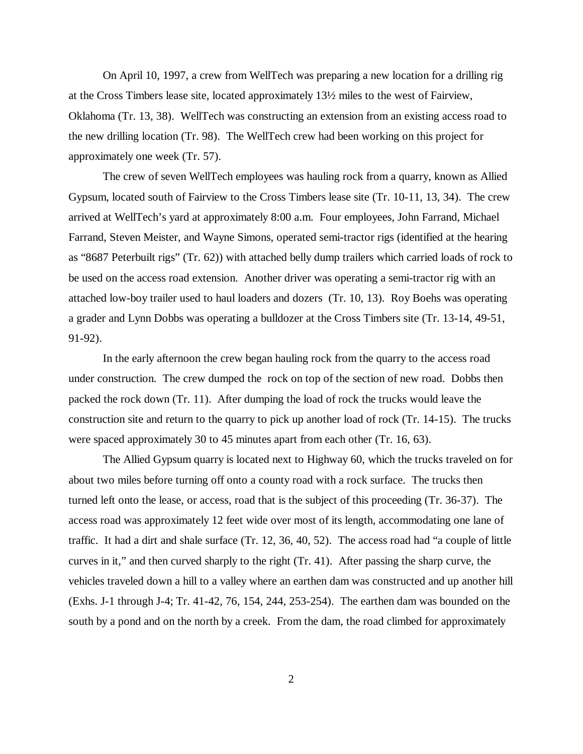On April 10, 1997, a crew from WellTech was preparing a new location for a drilling rig at the Cross Timbers lease site, located approximately 13½ miles to the west of Fairview, Oklahoma (Tr. 13, 38). WellTech was constructing an extension from an existing access road to the new drilling location (Tr. 98). The WellTech crew had been working on this project for approximately one week (Tr. 57).

The crew of seven WellTech employees was hauling rock from a quarry, known as Allied Gypsum, located south of Fairview to the Cross Timbers lease site (Tr. 10-11, 13, 34). The crew arrived at WellTech's yard at approximately 8:00 a.m. Four employees, John Farrand, Michael Farrand, Steven Meister, and Wayne Simons, operated semi-tractor rigs (identified at the hearing as "8687 Peterbuilt rigs" (Tr. 62)) with attached belly dump trailers which carried loads of rock to be used on the access road extension. Another driver was operating a semi-tractor rig with an attached low-boy trailer used to haul loaders and dozers (Tr. 10, 13). Roy Boehs was operating a grader and Lynn Dobbs was operating a bulldozer at the Cross Timbers site (Tr. 13-14, 49-51, 91-92).

In the early afternoon the crew began hauling rock from the quarry to the access road under construction. The crew dumped the rock on top of the section of new road. Dobbs then packed the rock down (Tr. 11). After dumping the load of rock the trucks would leave the construction site and return to the quarry to pick up another load of rock (Tr. 14-15). The trucks were spaced approximately 30 to 45 minutes apart from each other (Tr. 16, 63).

The Allied Gypsum quarry is located next to Highway 60, which the trucks traveled on for about two miles before turning off onto a county road with a rock surface. The trucks then turned left onto the lease, or access, road that is the subject of this proceeding (Tr. 36-37). The access road was approximately 12 feet wide over most of its length, accommodating one lane of traffic. It had a dirt and shale surface (Tr. 12, 36, 40, 52). The access road had "a couple of little curves in it," and then curved sharply to the right (Tr. 41). After passing the sharp curve, the vehicles traveled down a hill to a valley where an earthen dam was constructed and up another hill (Exhs. J-1 through J-4; Tr. 41-42, 76, 154, 244, 253-254). The earthen dam was bounded on the south by a pond and on the north by a creek. From the dam, the road climbed for approximately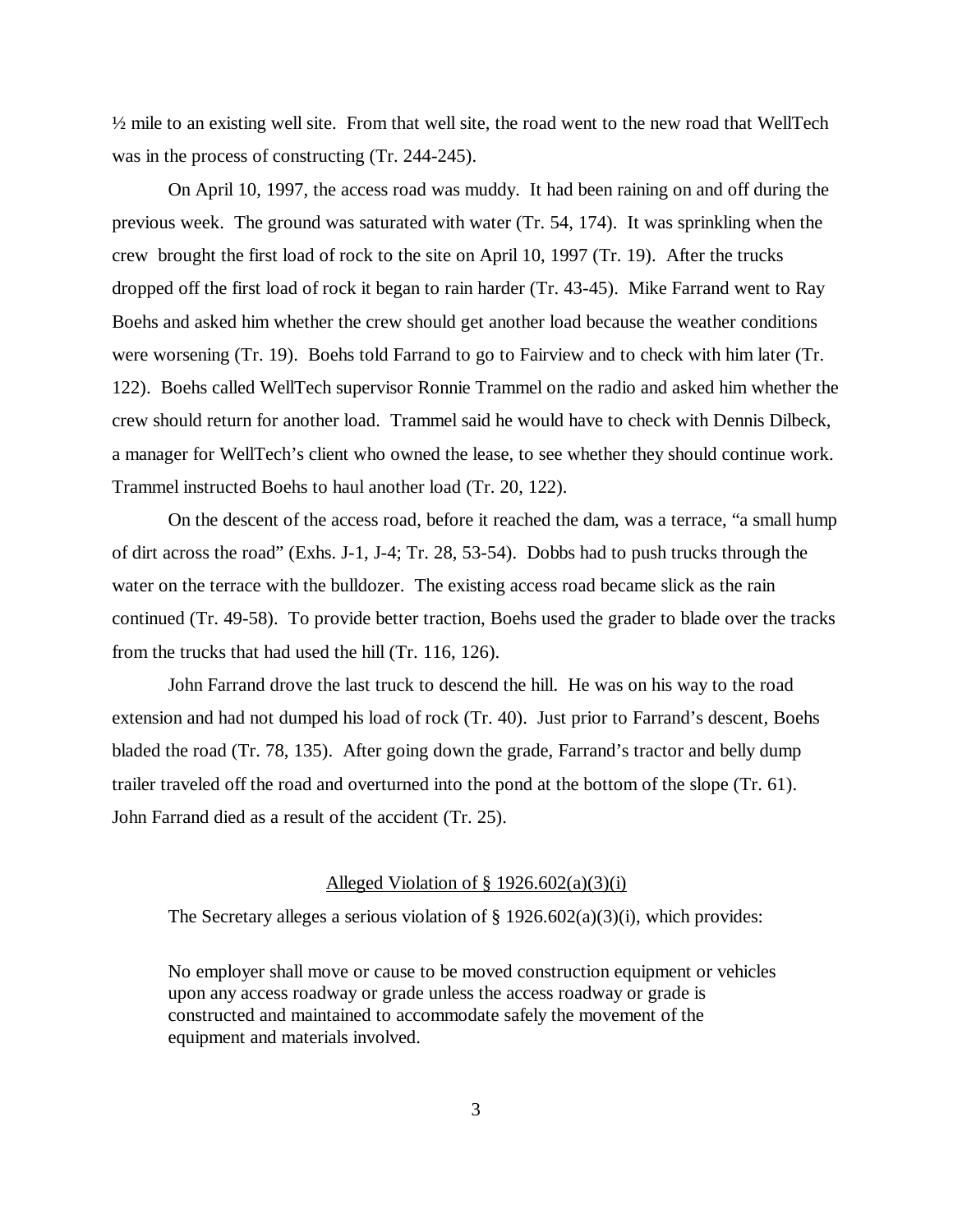½ mile to an existing well site. From that well site, the road went to the new road that WellTech was in the process of constructing (Tr. 244-245).

On April 10, 1997, the access road was muddy. It had been raining on and off during the previous week. The ground was saturated with water (Tr. 54, 174). It was sprinkling when the crew brought the first load of rock to the site on April 10, 1997 (Tr. 19). After the trucks dropped off the first load of rock it began to rain harder (Tr. 43-45). Mike Farrand went to Ray Boehs and asked him whether the crew should get another load because the weather conditions were worsening (Tr. 19). Boehs told Farrand to go to Fairview and to check with him later (Tr. 122). Boehs called WellTech supervisor Ronnie Trammel on the radio and asked him whether the crew should return for another load. Trammel said he would have to check with Dennis Dilbeck, a manager for WellTech's client who owned the lease, to see whether they should continue work. Trammel instructed Boehs to haul another load (Tr. 20, 122).

On the descent of the access road, before it reached the dam, was a terrace, "a small hump of dirt across the road" (Exhs. J-1, J-4; Tr. 28, 53-54). Dobbs had to push trucks through the water on the terrace with the bulldozer. The existing access road became slick as the rain continued (Tr. 49-58). To provide better traction, Boehs used the grader to blade over the tracks from the trucks that had used the hill (Tr. 116, 126).

John Farrand drove the last truck to descend the hill. He was on his way to the road extension and had not dumped his load of rock (Tr. 40). Just prior to Farrand's descent, Boehs bladed the road (Tr. 78, 135). After going down the grade, Farrand's tractor and belly dump trailer traveled off the road and overturned into the pond at the bottom of the slope (Tr. 61). John Farrand died as a result of the accident (Tr. 25).

## Alleged Violation of § 1926.602(a)(3)(i)

The Secretary alleges a serious violation of § 1926.602(a)(3)(i), which provides:

> No employer shall move or cause to be moved construction equipment or vehicles upon any access roadway or grade unless the access roadway or grade is constructed and maintained to accommodate safely the movement of the equipment and materials involved.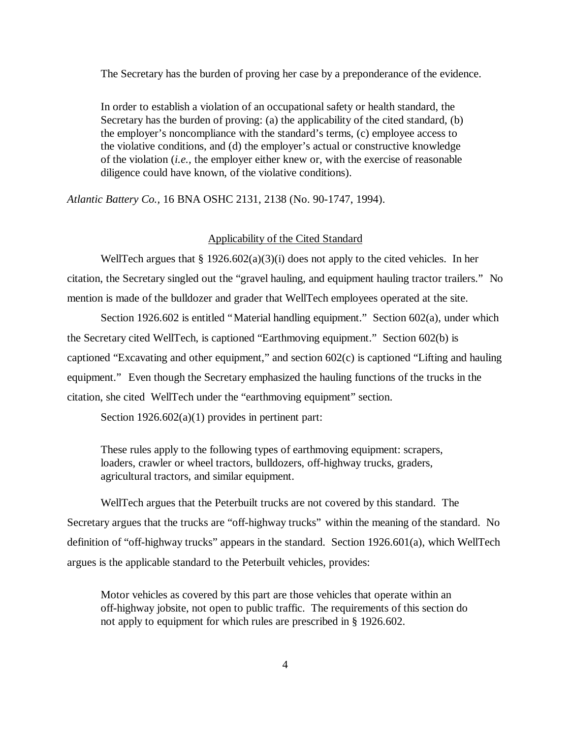The Secretary has the burden of proving her case by a preponderance of the evidence.

> In order to establish a violation of an occupational safety or health standard, the Secretary has the burden of proving: (a) the applicability of the cited standard, (b) the employer's noncompliance with the standard's terms, (c) employee access to the violative conditions, and (d) the employer's actual or constructive knowledge of the violation (*i.e.,* the employer either knew or, with the exercise of reasonable diligence could have known, of the violative conditions).

*Atlantic Battery Co.,* 16 BNA OSHC 2131, 2138 (No. 90-1747, 1994).

## Applicability of the Cited Standard

WellTech argues that § 1926.602(a)(3)(i) does not apply to the cited vehicles. In her citation, the Secretary singled out the "gravel hauling, and equipment hauling tractor trailers." No mention is made of the bulldozer and grader that WellTech employees operated at the site.

Section 1926.602 is entitled "Material handling equipment." Section 602(a), under which the Secretary cited WellTech, is captioned "Earthmoving equipment." Section 602(b) is captioned "Excavating and other equipment," and section 602(c) is captioned "Lifting and hauling equipment." Even though the Secretary emphasized the hauling functions of the trucks in the citation, she cited WellTech under the "earthmoving equipment" section.

Section 1926.602(a)(1) provides in pertinent part:

> These rules apply to the following types of earthmoving equipment: scrapers, loaders, crawler or wheel tractors, bulldozers, off-highway trucks, graders, agricultural tractors, and similar equipment.

WellTech argues that the Peterbuilt trucks are not covered by this standard. The Secretary argues that the trucks are "off-highway trucks" within the meaning of the standard. No definition of "off-highway trucks" appears in the standard. Section 1926.601(a), which WellTech argues is the applicable standard to the Peterbuilt vehicles, provides:

> Motor vehicles as covered by this part are those vehicles that operate within an off-highway jobsite, not open to public traffic. The requirements of this section do not apply to equipment for which rules are prescribed in § 1926.602.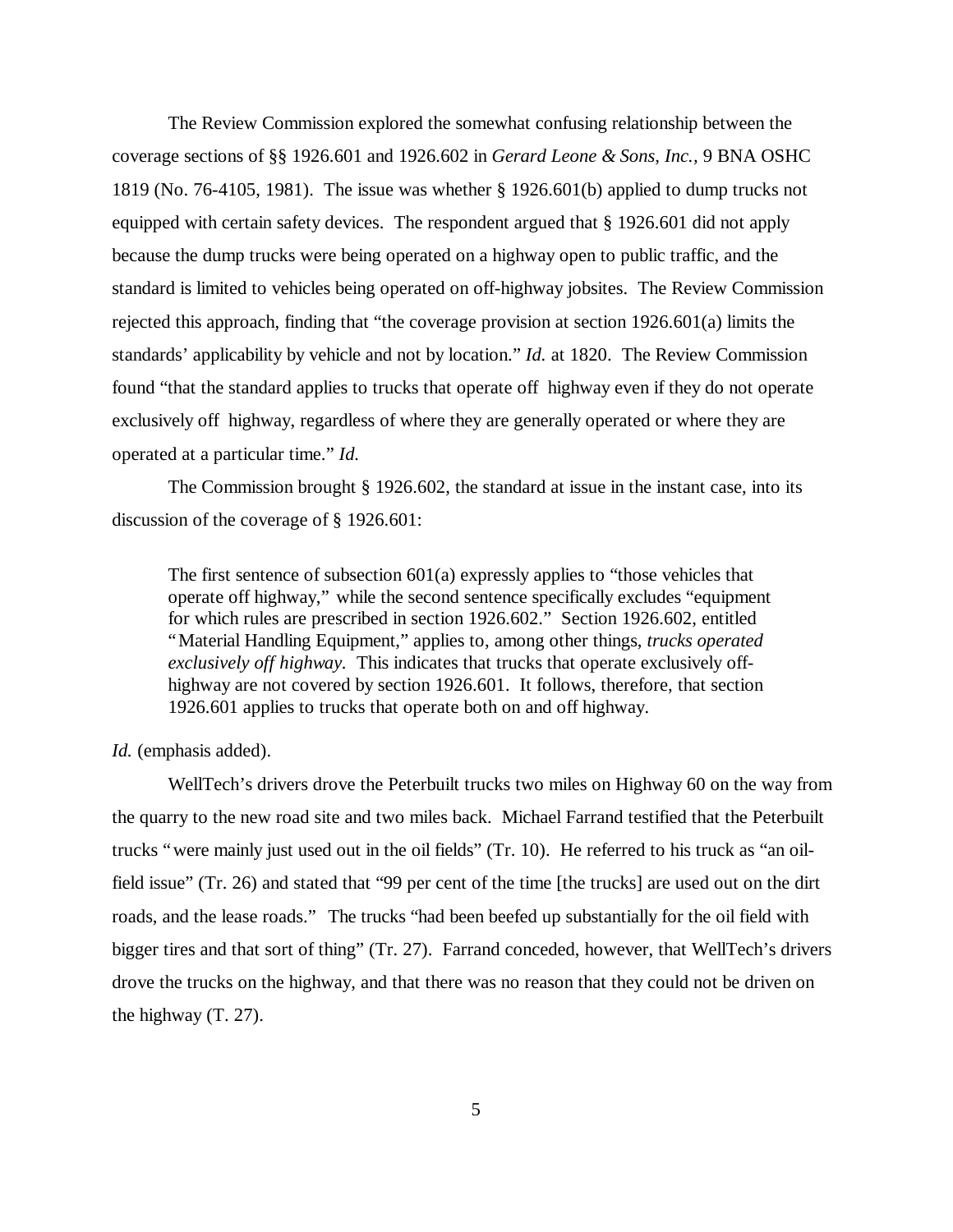The Review Commission explored the somewhat confusing relationship between the coverage sections of §§ 1926.601 and 1926.602 in *Gerard Leone & Sons, Inc.*, 9 BNA OSHC 1819 (No. 76-4105, 1981). The issue was whether § 1926.601(b) applied to dump trucks not equipped with certain safety devices. The respondent argued that § 1926.601 did not apply because the dump trucks were being operated on a highway open to public traffic, and the standard is limited to vehicles being operated on off-highway jobsites. The Review Commission rejected this approach, finding that "the coverage provision at section 1926.601(a) limits the standards' applicability by vehicle and not by location." *Id.* at 1820. The Review Commission found "that the standard applies to trucks that operate off highway even if they do not operate exclusively off highway, regardless of where they are generally operated or where they are operated at a particular time." *Id.*

The Commission brought § 1926.602, the standard at issue in the instant case, into its discussion of the coverage of § 1926.601:

> The first sentence of subsection 601(a) expressly applies to "those vehicles that operate off highway," while the second sentence specifically excludes "equipment for which rules are prescribed in section 1926.602." Section 1926.602, entitled "Material Handling Equipment," applies to, among other things, *trucks operated exclusively off highway.* This indicates that trucks that operate exclusively off-highway are not covered by section 1926.601. It follows, therefore, that section 1926.601 applies to trucks that operate both on and off highway.

*Id.* (emphasis added).

WellTech's drivers drove the Peterbuilt trucks two miles on Highway 60 on the way from the quarry to the new road site and two miles back. Michael Farrand testified that the Peterbuilt trucks "were mainly just used out in the oil fields" (Tr. 10). He referred to his truck as "an oil-field issue" (Tr. 26) and stated that "99 per cent of the time [the trucks] are used out on the dirt roads, and the lease roads." The trucks "had been beefed up substantially for the oil field with bigger tires and that sort of thing" (Tr. 27). Farrand conceded, however, that WellTech's drivers drove the trucks on the highway, and that there was no reason that they could not be driven on the highway (T. 27).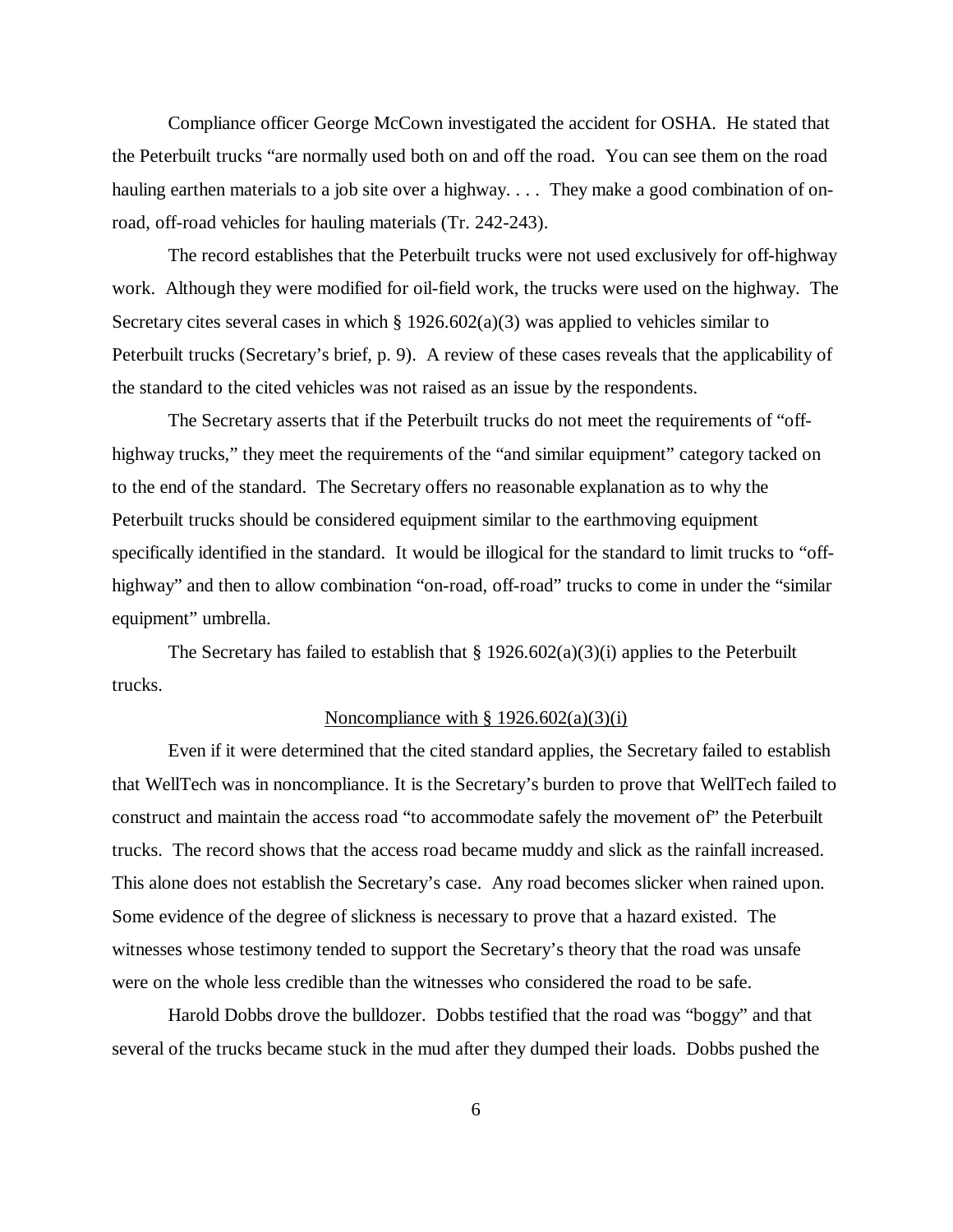Compliance officer George McCown investigated the accident for OSHA. He stated that the Peterbuilt trucks "are normally used both on and off the road. You can see them on the road hauling earthen materials to a job site over a highway. . . . They make a good combination of on-road, off-road vehicles for hauling materials (Tr. 242-243).

The record establishes that the Peterbuilt trucks were not used exclusively for off-highway work. Although they were modified for oil-field work, the trucks were used on the highway. The Secretary cites several cases in which § 1926.602(a)(3) was applied to vehicles similar to Peterbuilt trucks (Secretary's brief, p. 9). A review of these cases reveals that the applicability of the standard to the cited vehicles was not raised as an issue by the respondents.

The Secretary asserts that if the Peterbuilt trucks do not meet the requirements of "off-highway trucks," they meet the requirements of the "and similar equipment" category tacked on to the end of the standard. The Secretary offers no reasonable explanation as to why the Peterbuilt trucks should be considered equipment similar to the earthmoving equipment specifically identified in the standard. It would be illogical for the standard to limit trucks to "off-highway" and then to allow combination "on-road, off-road" trucks to come in under the "similar equipment" umbrella.

The Secretary has failed to establish that § 1926.602(a)(3)(i) applies to the Peterbuilt trucks.

<u>Noncompliance with § 1926.602(a)(3)(i)</u>

Even if it were determined that the cited standard applies, the Secretary failed to establish that WellTech was in noncompliance. It is the Secretary's burden to prove that WellTech failed to construct and maintain the access road "to accommodate safely the movement of" the Peterbuilt trucks. The record shows that the access road became muddy and slick as the rainfall increased. This alone does not establish the Secretary's case. Any road becomes slicker when rained upon. Some evidence of the degree of slickness is necessary to prove that a hazard existed. The witnesses whose testimony tended to support the Secretary's theory that the road was unsafe were on the whole less credible than the witnesses who considered the road to be safe.

Harold Dobbs drove the bulldozer. Dobbs testified that the road was "boggy" and that several of the trucks became stuck in the mud after they dumped their loads. Dobbs pushed the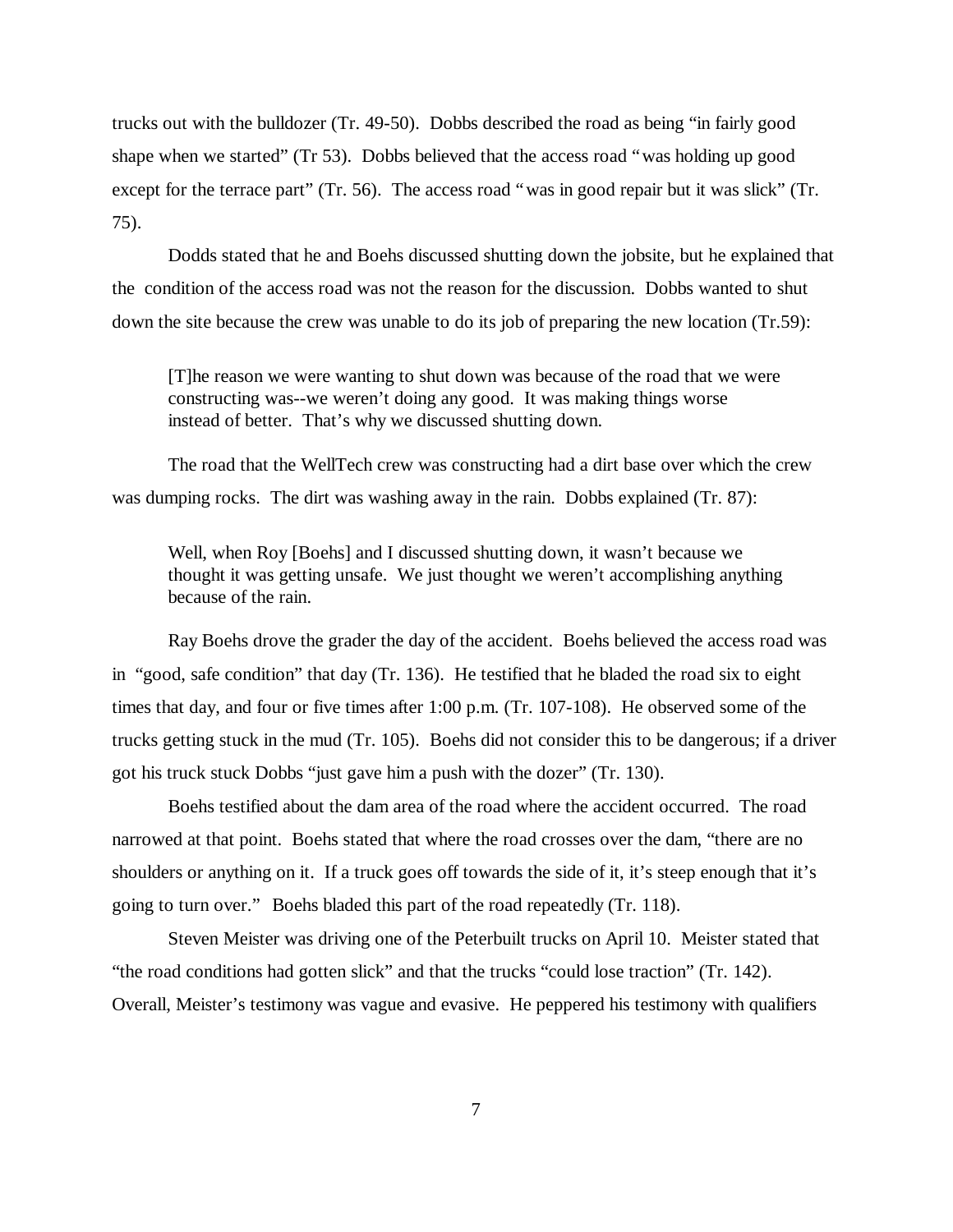trucks out with the bulldozer (Tr. 49-50). Dobbs described the road as being "in fairly good shape when we started" (Tr 53). Dobbs believed that the access road "was holding up good except for the terrace part" (Tr. 56). The access road "was in good repair but it was slick" (Tr. 75).

Dodds stated that he and Boehs discussed shutting down the jobsite, but he explained that the condition of the access road was not the reason for the discussion. Dobbs wanted to shut down the site because the crew was unable to do its job of preparing the new location (Tr.59):

> [T]he reason we were wanting to shut down was because of the road that we were constructing was--we weren't doing any good. It was making things worse instead of better. That's why we discussed shutting down.

The road that the WellTech crew was constructing had a dirt base over which the crew was dumping rocks. The dirt was washing away in the rain. Dobbs explained (Tr. 87):

> Well, when Roy [Boehs] and I discussed shutting down, it wasn't because we thought it was getting unsafe. We just thought we weren't accomplishing anything because of the rain.

Ray Boehs drove the grader the day of the accident. Boehs believed the access road was in "good, safe condition" that day (Tr. 136). He testified that he bladed the road six to eight times that day, and four or five times after 1:00 p.m. (Tr. 107-108). He observed some of the trucks getting stuck in the mud (Tr. 105). Boehs did not consider this to be dangerous; if a driver got his truck stuck Dobbs "just gave him a push with the dozer" (Tr. 130).

Boehs testified about the dam area of the road where the accident occurred. The road narrowed at that point. Boehs stated that where the road crosses over the dam, "there are no shoulders or anything on it. If a truck goes off towards the side of it, it's steep enough that it's going to turn over." Boehs bladed this part of the road repeatedly (Tr. 118).

Steven Meister was driving one of the Peterbuilt trucks on April 10. Meister stated that "the road conditions had gotten slick" and that the trucks "could lose traction" (Tr. 142). Overall, Meister's testimony was vague and evasive. He peppered his testimony with qualifiers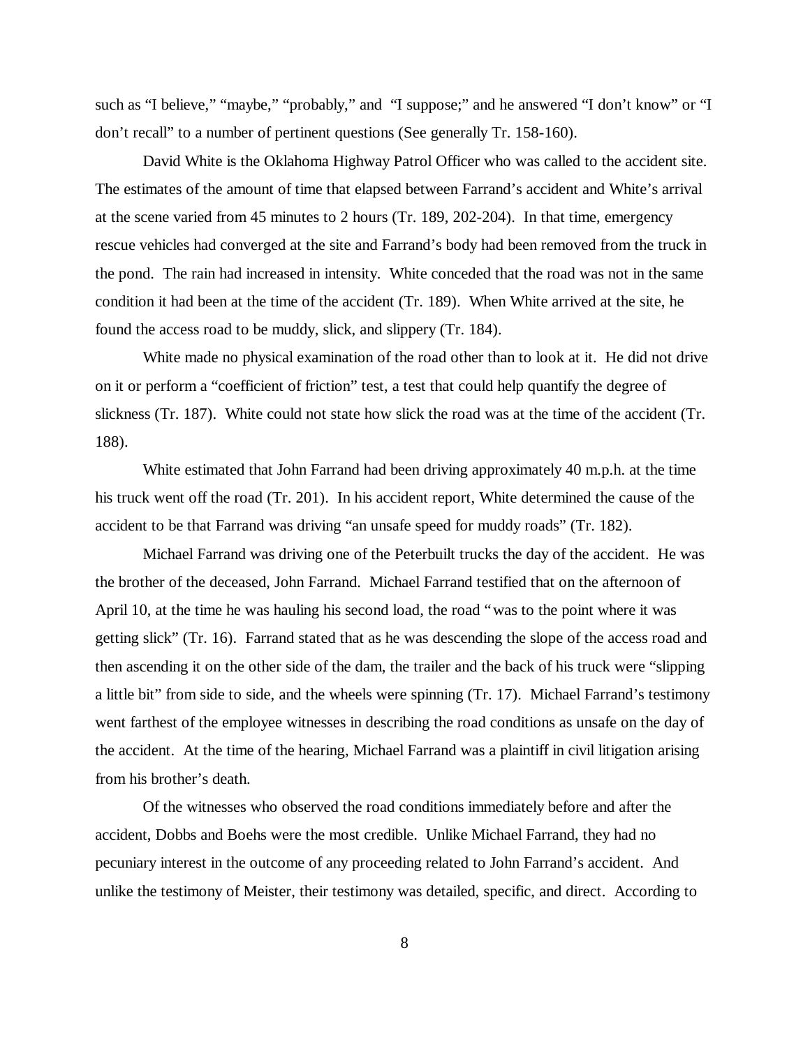such as "I believe," "maybe," "probably," and "I suppose;" and he answered "I don't know" or "I don't recall" to a number of pertinent questions (See generally Tr. 158-160).

David White is the Oklahoma Highway Patrol Officer who was called to the accident site. The estimates of the amount of time that elapsed between Farrand's accident and White's arrival at the scene varied from 45 minutes to 2 hours (Tr. 189, 202-204). In that time, emergency rescue vehicles had converged at the site and Farrand's body had been removed from the truck in the pond. The rain had increased in intensity. White conceded that the road was not in the same condition it had been at the time of the accident (Tr. 189). When White arrived at the site, he found the access road to be muddy, slick, and slippery (Tr. 184).

White made no physical examination of the road other than to look at it. He did not drive on it or perform a "coefficient of friction" test, a test that could help quantify the degree of slickness (Tr. 187). White could not state how slick the road was at the time of the accident (Tr. 188).

White estimated that John Farrand had been driving approximately 40 m.p.h. at the time his truck went off the road (Tr. 201). In his accident report, White determined the cause of the accident to be that Farrand was driving "an unsafe speed for muddy roads" (Tr. 182).

Michael Farrand was driving one of the Peterbuilt trucks the day of the accident. He was the brother of the deceased, John Farrand. Michael Farrand testified that on the afternoon of April 10, at the time he was hauling his second load, the road "was to the point where it was getting slick" (Tr. 16). Farrand stated that as he was descending the slope of the access road and then ascending it on the other side of the dam, the trailer and the back of his truck were "slipping a little bit" from side to side, and the wheels were spinning (Tr. 17). Michael Farrand's testimony went farthest of the employee witnesses in describing the road conditions as unsafe on the day of the accident. At the time of the hearing, Michael Farrand was a plaintiff in civil litigation arising from his brother's death.

Of the witnesses who observed the road conditions immediately before and after the accident, Dobbs and Boehs were the most credible. Unlike Michael Farrand, they had no pecuniary interest in the outcome of any proceeding related to John Farrand's accident. And unlike the testimony of Meister, their testimony was detailed, specific, and direct. According to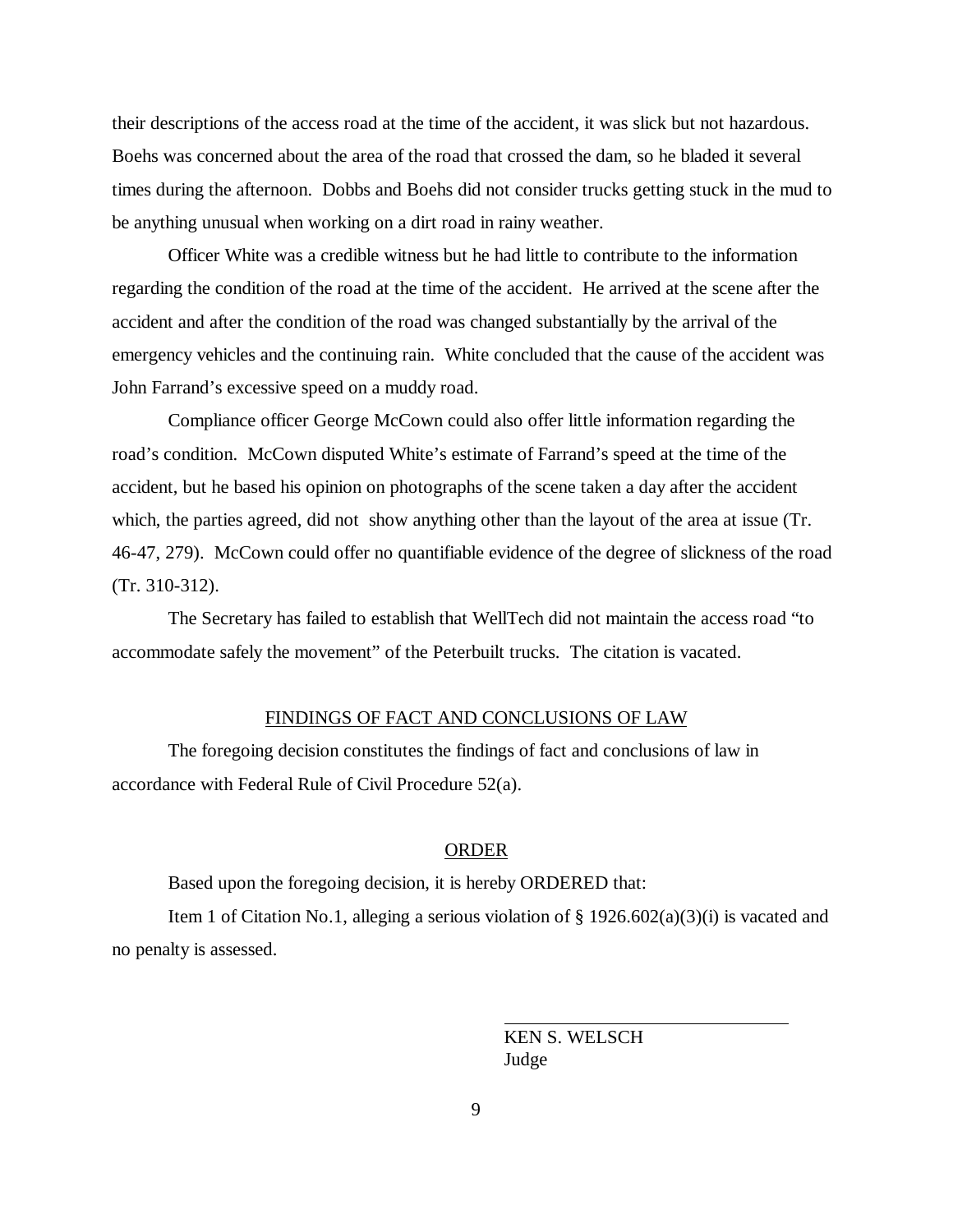their descriptions of the access road at the time of the accident, it was slick but not hazardous. Boehs was concerned about the area of the road that crossed the dam, so he bladed it several times during the afternoon. Dobbs and Boehs did not consider trucks getting stuck in the mud to be anything unusual when working on a dirt road in rainy weather.

Officer White was a credible witness but he had little to contribute to the information regarding the condition of the road at the time of the accident. He arrived at the scene after the accident and after the condition of the road was changed substantially by the arrival of the emergency vehicles and the continuing rain. White concluded that the cause of the accident was John Farrand's excessive speed on a muddy road.

Compliance officer George McCown could also offer little information regarding the road's condition. McCown disputed White's estimate of Farrand's speed at the time of the accident, but he based his opinion on photographs of the scene taken a day after the accident which, the parties agreed, did not show anything other than the layout of the area at issue (Tr. 46-47, 279). McCown could offer no quantifiable evidence of the degree of slickness of the road (Tr. 310-312).

The Secretary has failed to establish that WellTech did not maintain the access road "to accommodate safely the movement" of the Peterbuilt trucks. The citation is vacated.

## FINDINGS OF FACT AND CONCLUSIONS OF LAW

The foregoing decision constitutes the findings of fact and conclusions of law in accordance with Federal Rule of Civil Procedure 52(a).

## ORDER

Based upon the foregoing decision, it is hereby ORDERED that:

Item 1 of Citation No.1, alleging a serious violation of § 1926.602(a)(3)(i) is vacated and no penalty is assessed.

KEN S. WELSCH
Judge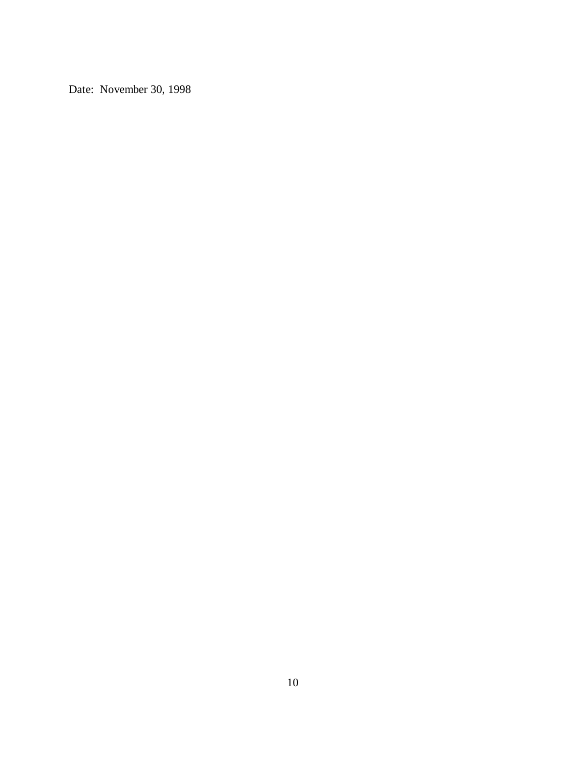Date: November 30, 1998